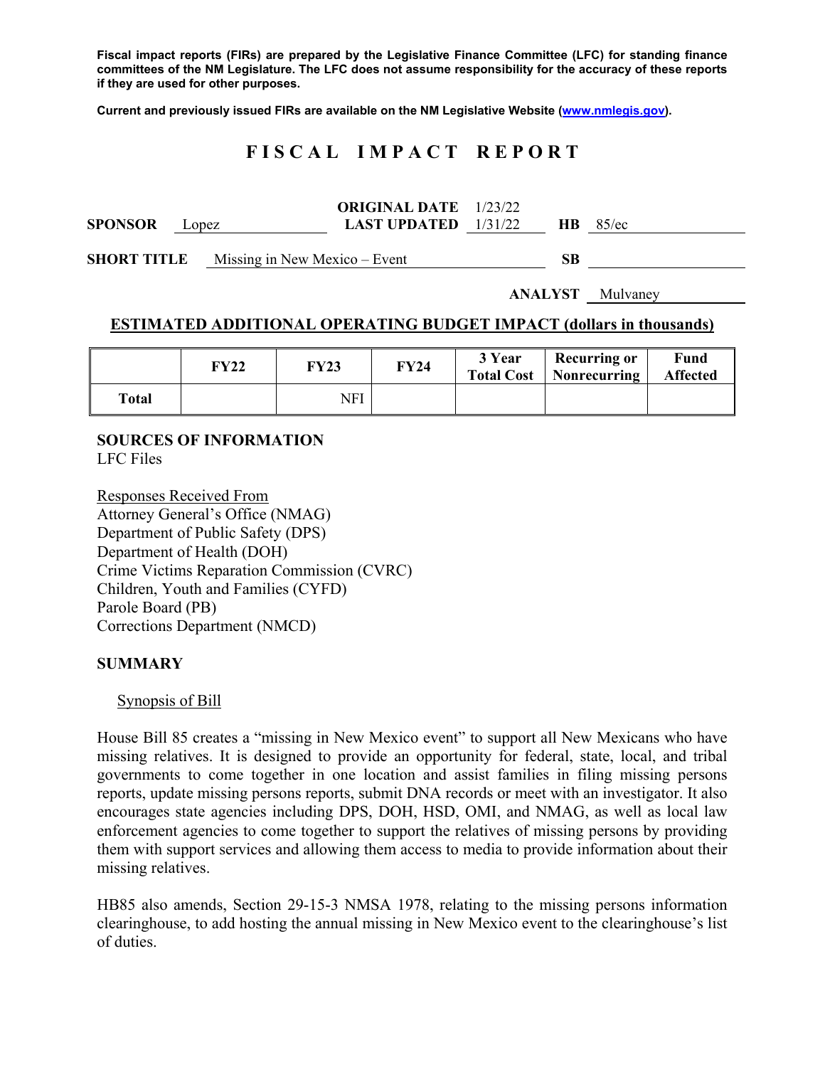**Fiscal impact reports (FIRs) are prepared by the Legislative Finance Committee (LFC) for standing finance committees of the NM Legislature. The LFC does not assume responsibility for the accuracy of these reports if they are used for other purposes.**

**Current and previously issued FIRs are available on the NM Legislative Website ([www.nmlegis.gov](www.nmlegis.gov)).**

# FISCAL IMPACT REPORT

| | | | | | |
|---|---|---|---|---|---|
| **SPONSOR** | Lopez | **ORIGINAL DATE** / **LAST UPDATED** | 1/23/22 / 1/31/22 | **HB** | 85/ec |
| **SHORT TITLE** | Missing in New Mexico – Event | | | **SB** | |
| | | | | **ANALYST** | Mulvaney |

## ESTIMATED ADDITIONAL OPERATING BUDGET IMPACT (dollars in thousands)

| | FY22 | FY23 | FY24 | 3 Year Total Cost | Recurring or Nonrecurring | Fund Affected |
|---|---|---|---|---|---|---|
| **Total** | | NFI | | | | |

## SOURCES OF INFORMATION

LFC Files

Responses Received From
Attorney General's Office (NMAG)
Department of Public Safety (DPS)
Department of Health (DOH)
Crime Victims Reparation Commission (CVRC)
Children, Youth and Families (CYFD)
Parole Board (PB)
Corrections Department (NMCD)

## SUMMARY

### Synopsis of Bill

House Bill 85 creates a "missing in New Mexico event" to support all New Mexicans who have missing relatives. It is designed to provide an opportunity for federal, state, local, and tribal governments to come together in one location and assist families in filing missing persons reports, update missing persons reports, submit DNA records or meet with an investigator. It also encourages state agencies including DPS, DOH, HSD, OMI, and NMAG, as well as local law enforcement agencies to come together to support the relatives of missing persons by providing them with support services and allowing them access to media to provide information about their missing relatives.

HB85 also amends, Section 29-15-3 NMSA 1978, relating to the missing persons information clearinghouse, to add hosting the annual missing in New Mexico event to the clearinghouse's list of duties.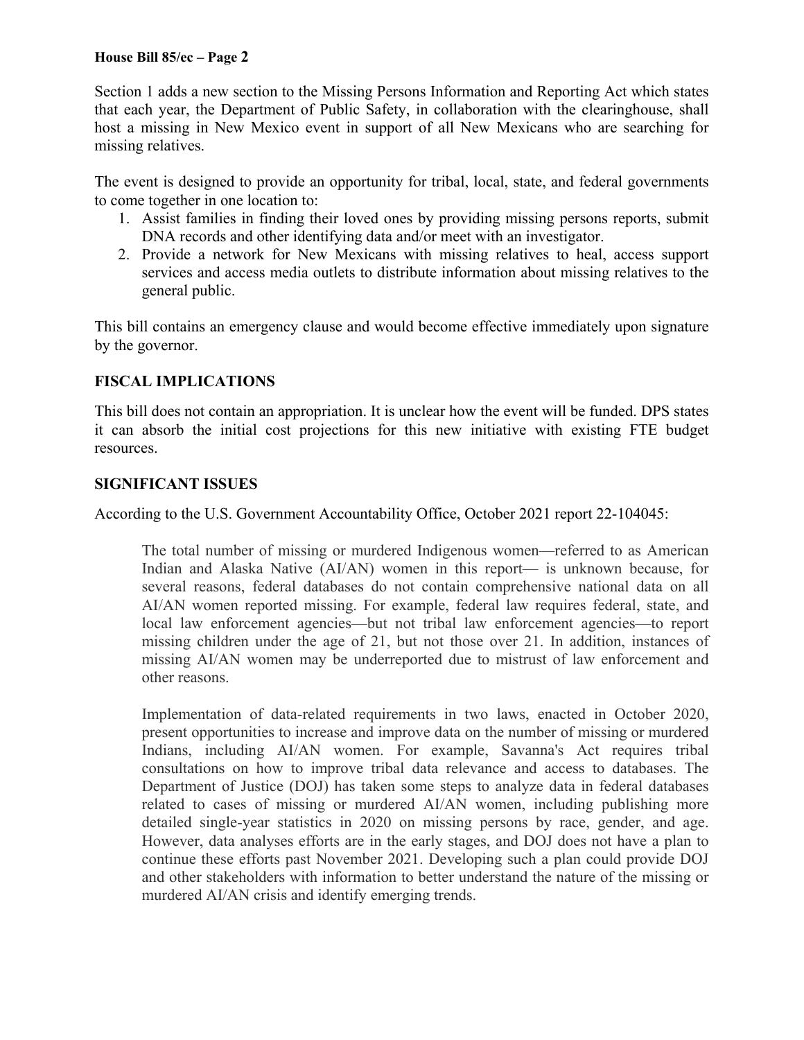Section 1 adds a new section to the Missing Persons Information and Reporting Act which states that each year, the Department of Public Safety, in collaboration with the clearinghouse, shall host a missing in New Mexico event in support of all New Mexicans who are searching for missing relatives.

The event is designed to provide an opportunity for tribal, local, state, and federal governments to come together in one location to:

1. Assist families in finding their loved ones by providing missing persons reports, submit DNA records and other identifying data and/or meet with an investigator.
2. Provide a network for New Mexicans with missing relatives to heal, access support services and access media outlets to distribute information about missing relatives to the general public.

This bill contains an emergency clause and would become effective immediately upon signature by the governor.

**FISCAL IMPLICATIONS**

This bill does not contain an appropriation. It is unclear how the event will be funded. DPS states it can absorb the initial cost projections for this new initiative with existing FTE budget resources.

**SIGNIFICANT ISSUES**

According to the U.S. Government Accountability Office, October 2021 report 22-104045:

> The total number of missing or murdered Indigenous women—referred to as American Indian and Alaska Native (AI/AN) women in this report— is unknown because, for several reasons, federal databases do not contain comprehensive national data on all AI/AN women reported missing. For example, federal law requires federal, state, and local law enforcement agencies—but not tribal law enforcement agencies—to report missing children under the age of 21, but not those over 21. In addition, instances of missing AI/AN women may be underreported due to mistrust of law enforcement and other reasons.
>
> Implementation of data-related requirements in two laws, enacted in October 2020, present opportunities to increase and improve data on the number of missing or murdered Indians, including AI/AN women. For example, Savanna's Act requires tribal consultations on how to improve tribal data relevance and access to databases. The Department of Justice (DOJ) has taken some steps to analyze data in federal databases related to cases of missing or murdered AI/AN women, including publishing more detailed single-year statistics in 2020 on missing persons by race, gender, and age. However, data analyses efforts are in the early stages, and DOJ does not have a plan to continue these efforts past November 2021. Developing such a plan could provide DOJ and other stakeholders with information to better understand the nature of the missing or murdered AI/AN crisis and identify emerging trends.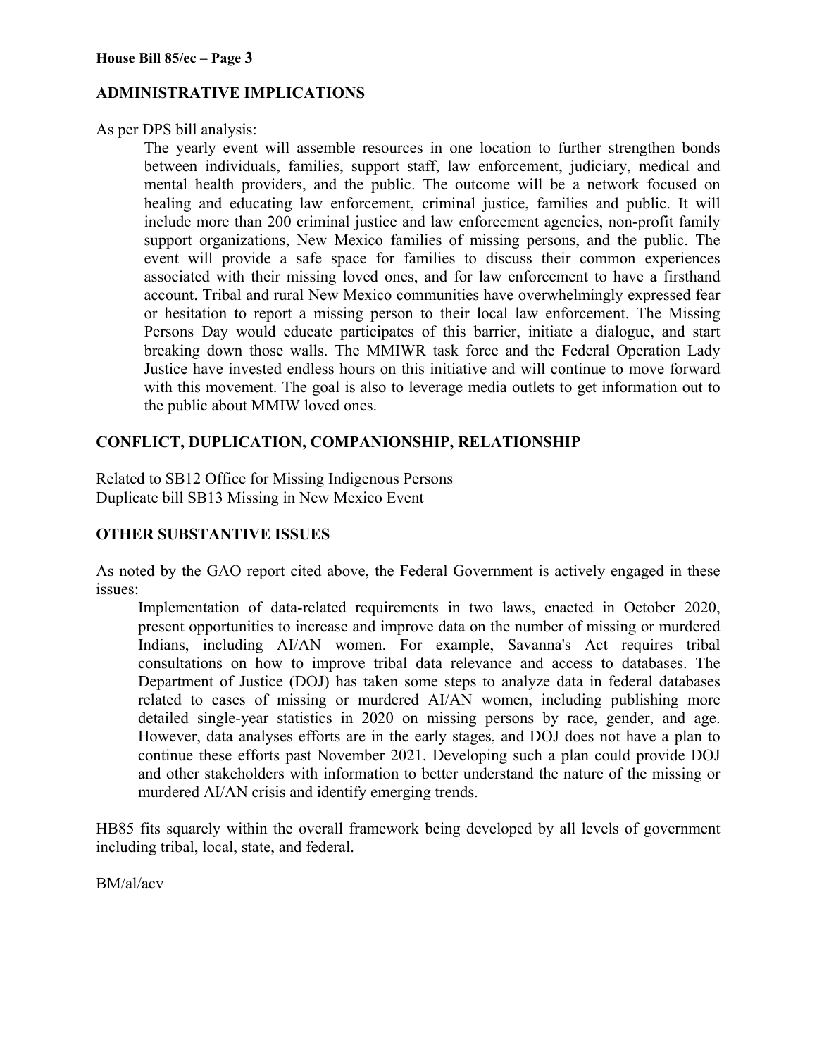## ADMINISTRATIVE IMPLICATIONS

As per DPS bill analysis:

> The yearly event will assemble resources in one location to further strengthen bonds between individuals, families, support staff, law enforcement, judiciary, medical and mental health providers, and the public. The outcome will be a network focused on healing and educating law enforcement, criminal justice, families and public. It will include more than 200 criminal justice and law enforcement agencies, non-profit family support organizations, New Mexico families of missing persons, and the public. The event will provide a safe space for families to discuss their common experiences associated with their missing loved ones, and for law enforcement to have a firsthand account. Tribal and rural New Mexico communities have overwhelmingly expressed fear or hesitation to report a missing person to their local law enforcement. The Missing Persons Day would educate participates of this barrier, initiate a dialogue, and start breaking down those walls. The MMIWR task force and the Federal Operation Lady Justice have invested endless hours on this initiative and will continue to move forward with this movement. The goal is also to leverage media outlets to get information out to the public about MMIW loved ones.

## CONFLICT, DUPLICATION, COMPANIONSHIP, RELATIONSHIP

Related to SB12 Office for Missing Indigenous Persons
Duplicate bill SB13 Missing in New Mexico Event

## OTHER SUBSTANTIVE ISSUES

As noted by the GAO report cited above, the Federal Government is actively engaged in these issues:

> Implementation of data-related requirements in two laws, enacted in October 2020, present opportunities to increase and improve data on the number of missing or murdered Indians, including AI/AN women. For example, Savanna's Act requires tribal consultations on how to improve tribal data relevance and access to databases. The Department of Justice (DOJ) has taken some steps to analyze data in federal databases related to cases of missing or murdered AI/AN women, including publishing more detailed single-year statistics in 2020 on missing persons by race, gender, and age. However, data analyses efforts are in the early stages, and DOJ does not have a plan to continue these efforts past November 2021. Developing such a plan could provide DOJ and other stakeholders with information to better understand the nature of the missing or murdered AI/AN crisis and identify emerging trends.

HB85 fits squarely within the overall framework being developed by all levels of government including tribal, local, state, and federal.

BM/al/acv